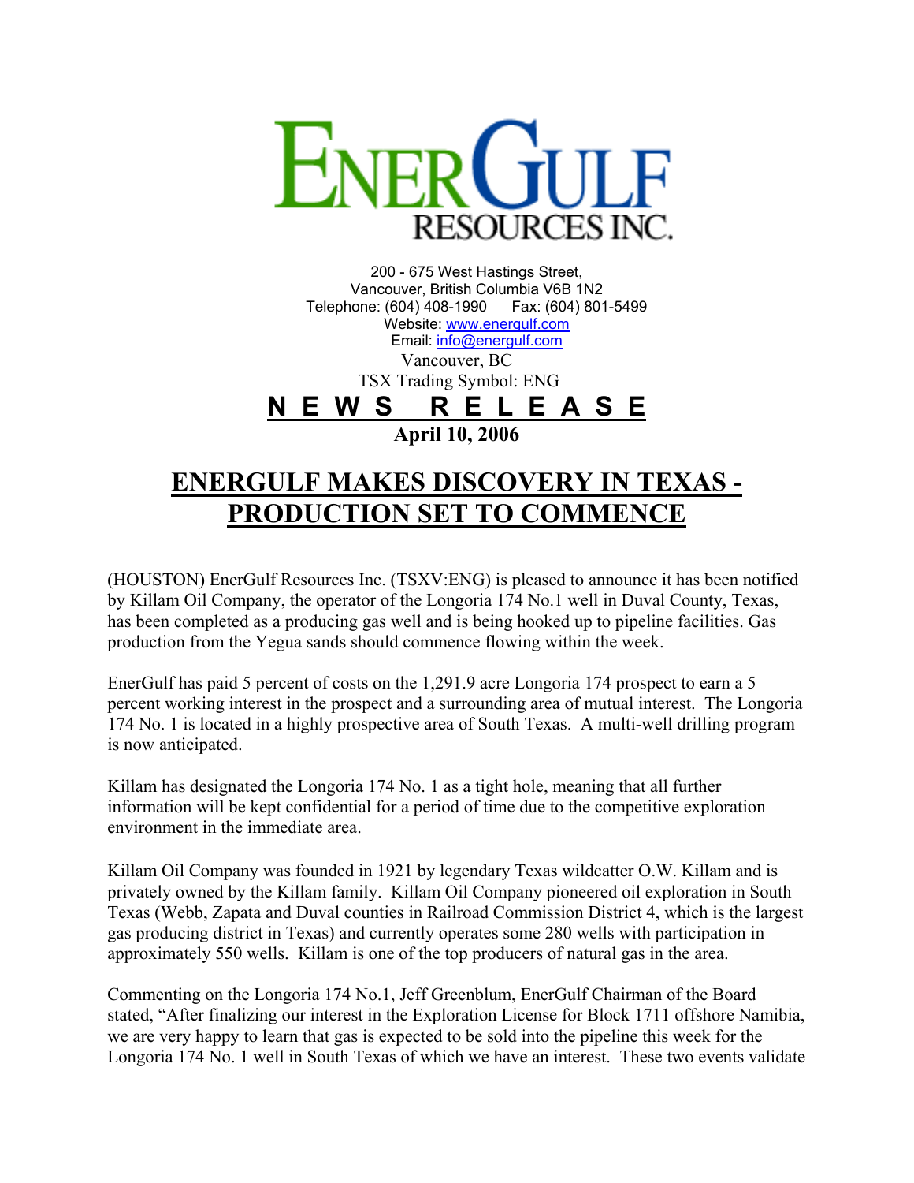**ENERGULF RESOURCES INC.**

200 - 675 West Hastings Street,
Vancouver, British Columbia V6B 1N2
Telephone: (604) 408-1990 Fax: (604) 801-5499
Website: www.energulf.com
Email: info@energulf.com

Vancouver, BC
TSX Trading Symbol: ENG

**N E W S R E L E A S E**

**April 10, 2006**

# ENERGULF MAKES DISCOVERY IN TEXAS - PRODUCTION SET TO COMMENCE

(HOUSTON) EnerGulf Resources Inc. (TSXV:ENG) is pleased to announce it has been notified by Killam Oil Company, the operator of the Longoria 174 No.1 well in Duval County, Texas, has been completed as a producing gas well and is being hooked up to pipeline facilities. Gas production from the Yegua sands should commence flowing within the week.

EnerGulf has paid 5 percent of costs on the 1,291.9 acre Longoria 174 prospect to earn a 5 percent working interest in the prospect and a surrounding area of mutual interest. The Longoria 174 No. 1 is located in a highly prospective area of South Texas. A multi-well drilling program is now anticipated.

Killam has designated the Longoria 174 No. 1 as a tight hole, meaning that all further information will be kept confidential for a period of time due to the competitive exploration environment in the immediate area.

Killam Oil Company was founded in 1921 by legendary Texas wildcatter O.W. Killam and is privately owned by the Killam family. Killam Oil Company pioneered oil exploration in South Texas (Webb, Zapata and Duval counties in Railroad Commission District 4, which is the largest gas producing district in Texas) and currently operates some 280 wells with participation in approximately 550 wells. Killam is one of the top producers of natural gas in the area.

Commenting on the Longoria 174 No.1, Jeff Greenblum, EnerGulf Chairman of the Board stated, "After finalizing our interest in the Exploration License for Block 1711 offshore Namibia, we are very happy to learn that gas is expected to be sold into the pipeline this week for the Longoria 174 No. 1 well in South Texas of which we have an interest. These two events validate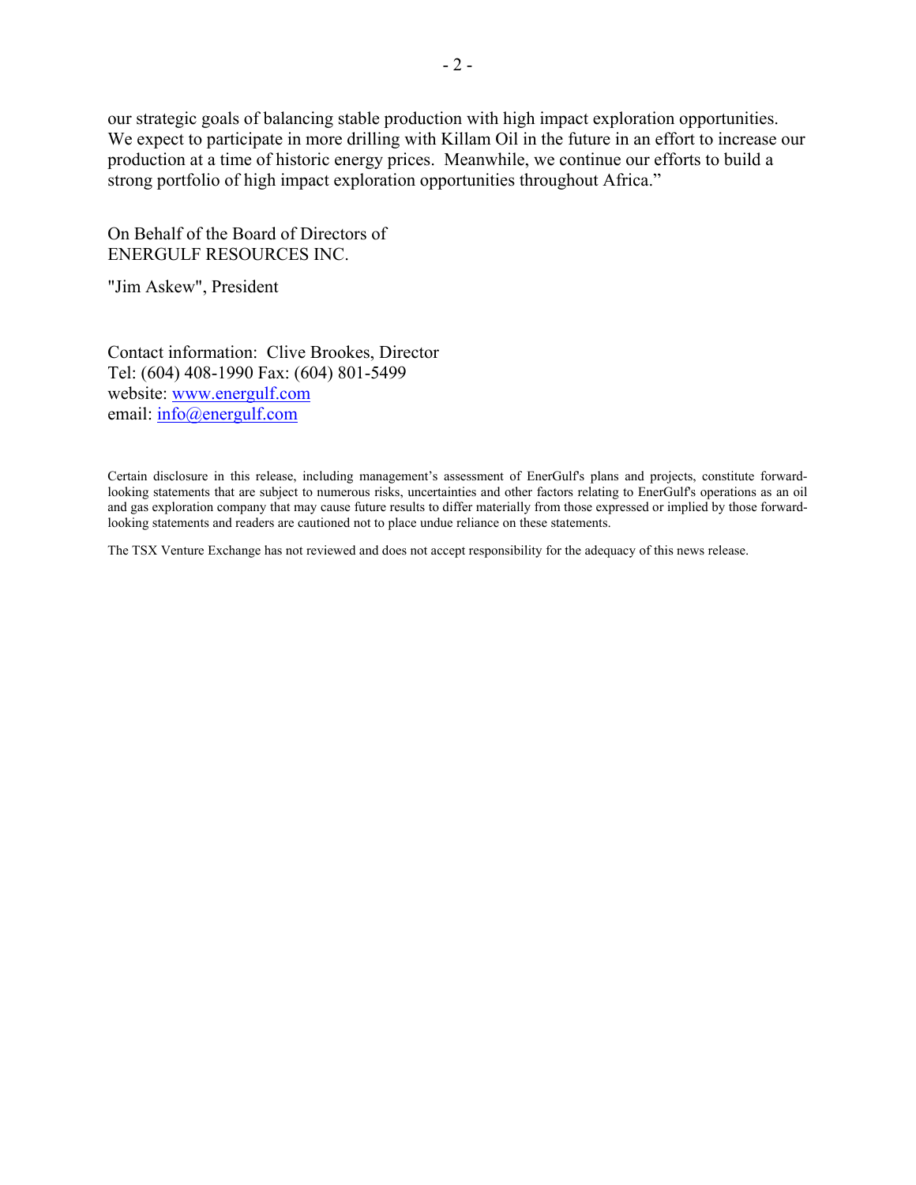our strategic goals of balancing stable production with high impact exploration opportunities. We expect to participate in more drilling with Killam Oil in the future in an effort to increase our production at a time of historic energy prices. Meanwhile, we continue our efforts to build a strong portfolio of high impact exploration opportunities throughout Africa."

On Behalf of the Board of Directors of
ENERGULF RESOURCES INC.

"Jim Askew", President

Contact information: Clive Brookes, Director
Tel: (604) 408-1990 Fax: (604) 801-5499
website: www.energulf.com
email: info@energulf.com

Certain disclosure in this release, including management's assessment of EnerGulf's plans and projects, constitute forward-looking statements that are subject to numerous risks, uncertainties and other factors relating to EnerGulf's operations as an oil and gas exploration company that may cause future results to differ materially from those expressed or implied by those forward-looking statements and readers are cautioned not to place undue reliance on these statements.

The TSX Venture Exchange has not reviewed and does not accept responsibility for the adequacy of this news release.